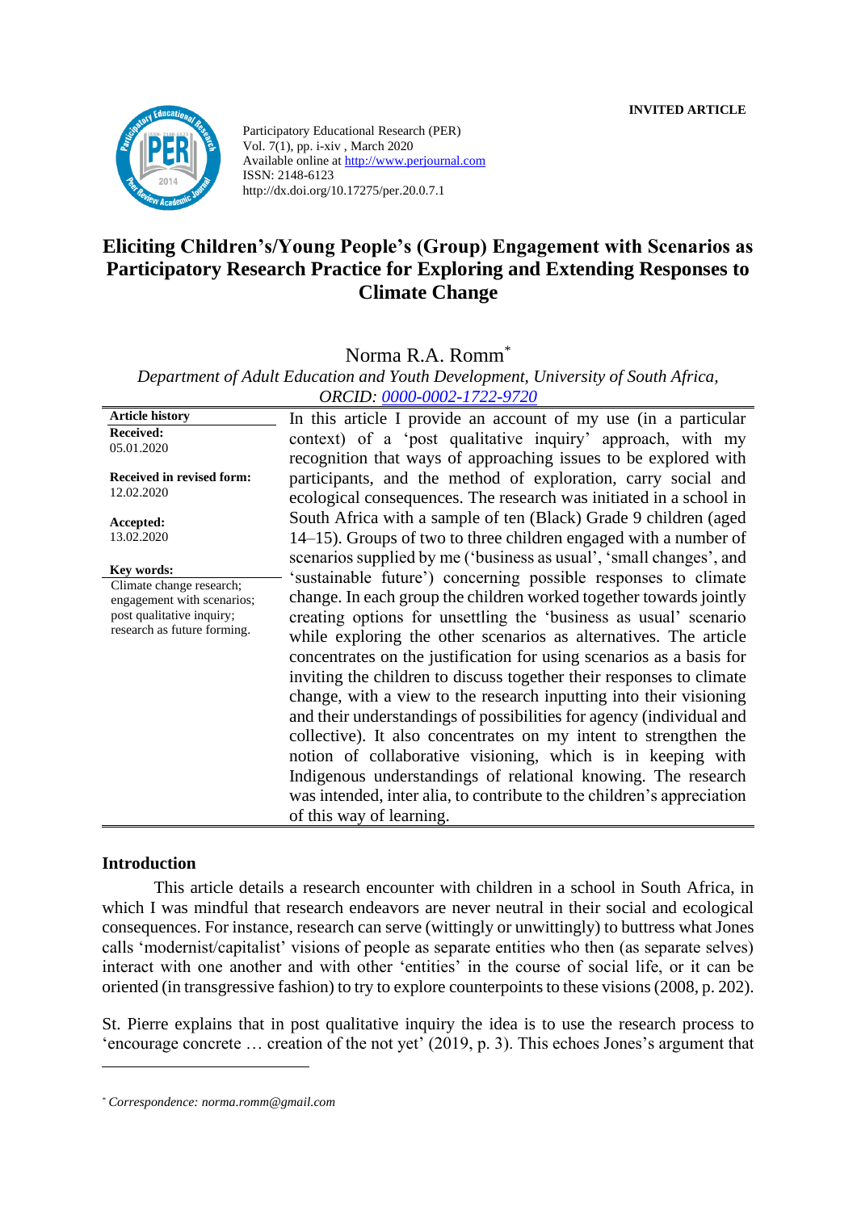**INVITED ARTICLE**

Participatory Educational Research (PER)
Vol. 7(1), pp. i-xiv , March 2020
Available online at http://www.perjournal.com
ISSN: 2148-6123
http://dx.doi.org/10.17275/per.20.0.7.1

# Eliciting Children's/Young People's (Group) Engagement with Scenarios as Participatory Research Practice for Exploring and Extending Responses to Climate Change

Norma R.A. Romm*

*Department of Adult Education and Youth Development, University of South Africa, ORCID: 0000-0002-1722-9720*

**Article history**
**Received:** 05.01.2020
**Received in revised form:** 12.02.2020
**Accepted:** 13.02.2020

**Key words:**
Climate change research; engagement with scenarios; post qualitative inquiry; research as future forming.

In this article I provide an account of my use (in a particular context) of a 'post qualitative inquiry' approach, with my recognition that ways of approaching issues to be explored with participants, and the method of exploration, carry social and ecological consequences. The research was initiated in a school in South Africa with a sample of ten (Black) Grade 9 children (aged 14–15). Groups of two to three children engaged with a number of scenarios supplied by me ('business as usual', 'small changes', and 'sustainable future') concerning possible responses to climate change. In each group the children worked together towards jointly creating options for unsettling the 'business as usual' scenario while exploring the other scenarios as alternatives. The article concentrates on the justification for using scenarios as a basis for inviting the children to discuss together their responses to climate change, with a view to the research inputting into their visioning and their understandings of possibilities for agency (individual and collective). It also concentrates on my intent to strengthen the notion of collaborative visioning, which is in keeping with Indigenous understandings of relational knowing. The research was intended, inter alia, to contribute to the children's appreciation of this way of learning.

## Introduction

This article details a research encounter with children in a school in South Africa, in which I was mindful that research endeavors are never neutral in their social and ecological consequences. For instance, research can serve (wittingly or unwittingly) to buttress what Jones calls 'modernist/capitalist' visions of people as separate entities who then (as separate selves) interact with one another and with other 'entities' in the course of social life, or it can be oriented (in transgressive fashion) to try to explore counterpoints to these visions (2008, p. 202).

St. Pierre explains that in post qualitative inquiry the idea is to use the research process to 'encourage concrete … creation of the not yet' (2019, p. 3). This echoes Jones's argument that

* *Correspondence: norma.romm@gmail.com*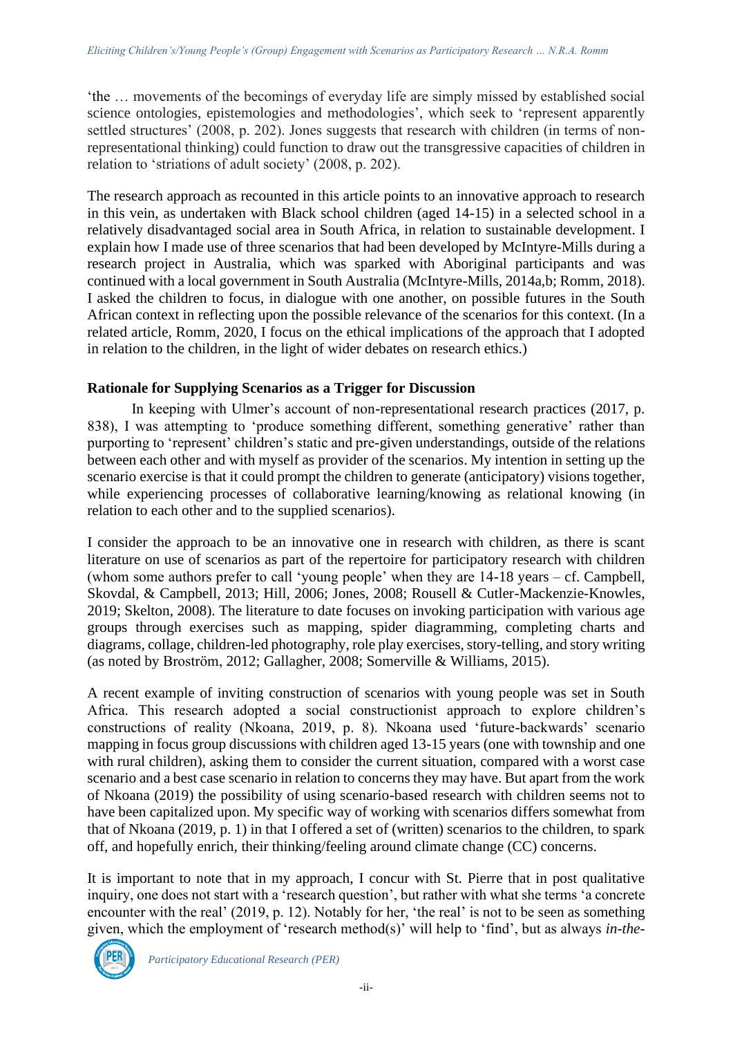'the … movements of the becomings of everyday life are simply missed by established social science ontologies, epistemologies and methodologies', which seek to 'represent apparently settled structures' (2008, p. 202). Jones suggests that research with children (in terms of non-representational thinking) could function to draw out the transgressive capacities of children in relation to 'striations of adult society' (2008, p. 202).

The research approach as recounted in this article points to an innovative approach to research in this vein, as undertaken with Black school children (aged 14-15) in a selected school in a relatively disadvantaged social area in South Africa, in relation to sustainable development. I explain how I made use of three scenarios that had been developed by McIntyre-Mills during a research project in Australia, which was sparked with Aboriginal participants and was continued with a local government in South Australia (McIntyre-Mills, 2014a,b; Romm, 2018). I asked the children to focus, in dialogue with one another, on possible futures in the South African context in reflecting upon the possible relevance of the scenarios for this context. (In a related article, Romm, 2020, I focus on the ethical implications of the approach that I adopted in relation to the children, in the light of wider debates on research ethics.)

**Rationale for Supplying Scenarios as a Trigger for Discussion**

In keeping with Ulmer's account of non-representational research practices (2017, p. 838), I was attempting to 'produce something different, something generative' rather than purporting to 'represent' children's static and pre-given understandings, outside of the relations between each other and with myself as provider of the scenarios. My intention in setting up the scenario exercise is that it could prompt the children to generate (anticipatory) visions together, while experiencing processes of collaborative learning/knowing as relational knowing (in relation to each other and to the supplied scenarios).

I consider the approach to be an innovative one in research with children, as there is scant literature on use of scenarios as part of the repertoire for participatory research with children (whom some authors prefer to call 'young people' when they are 14-18 years – cf. Campbell, Skovdal, & Campbell, 2013; Hill, 2006; Jones, 2008; Rousell & Cutler-Mackenzie-Knowles, 2019; Skelton, 2008). The literature to date focuses on invoking participation with various age groups through exercises such as mapping, spider diagramming, completing charts and diagrams, collage, children-led photography, role play exercises, story-telling, and story writing (as noted by Broström, 2012; Gallagher, 2008; Somerville & Williams, 2015).

A recent example of inviting construction of scenarios with young people was set in South Africa. This research adopted a social constructionist approach to explore children's constructions of reality (Nkoana, 2019, p. 8). Nkoana used 'future-backwards' scenario mapping in focus group discussions with children aged 13-15 years (one with township and one with rural children), asking them to consider the current situation, compared with a worst case scenario and a best case scenario in relation to concerns they may have. But apart from the work of Nkoana (2019) the possibility of using scenario-based research with children seems not to have been capitalized upon. My specific way of working with scenarios differs somewhat from that of Nkoana (2019, p. 1) in that I offered a set of (written) scenarios to the children, to spark off, and hopefully enrich, their thinking/feeling around climate change (CC) concerns.

It is important to note that in my approach, I concur with St. Pierre that in post qualitative inquiry, one does not start with a 'research question', but rather with what she terms 'a concrete encounter with the real' (2019, p. 12). Notably for her, 'the real' is not to be seen as something given, which the employment of 'research method(s)' will help to 'find', but as always *in-the-*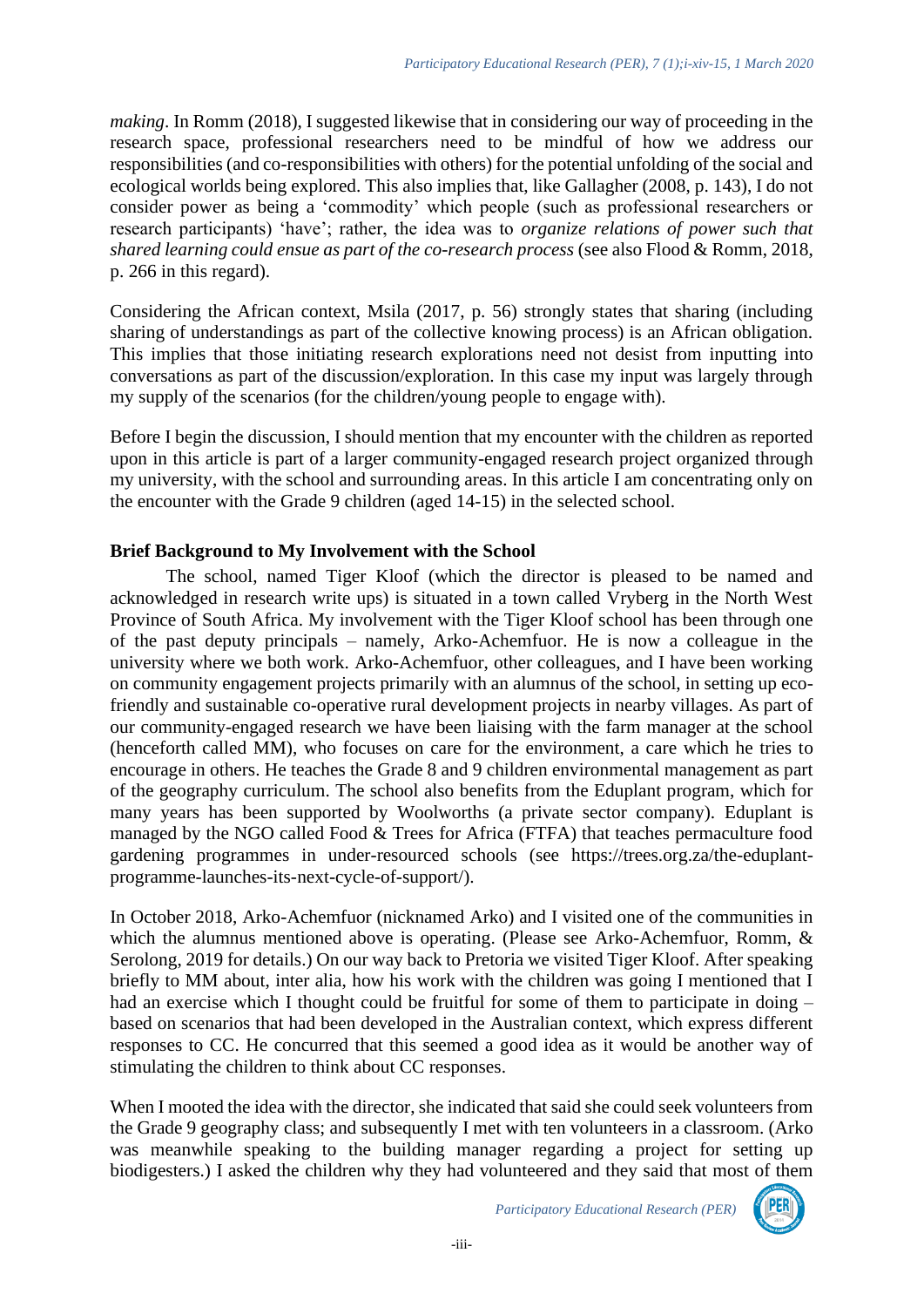*making*. In Romm (2018), I suggested likewise that in considering our way of proceeding in the research space, professional researchers need to be mindful of how we address our responsibilities (and co-responsibilities with others) for the potential unfolding of the social and ecological worlds being explored. This also implies that, like Gallagher (2008, p. 143), I do not consider power as being a 'commodity' which people (such as professional researchers or research participants) 'have'; rather, the idea was to *organize relations of power such that shared learning could ensue as part of the co-research process* (see also Flood & Romm, 2018, p. 266 in this regard).

Considering the African context, Msila (2017, p. 56) strongly states that sharing (including sharing of understandings as part of the collective knowing process) is an African obligation. This implies that those initiating research explorations need not desist from inputting into conversations as part of the discussion/exploration. In this case my input was largely through my supply of the scenarios (for the children/young people to engage with).

Before I begin the discussion, I should mention that my encounter with the children as reported upon in this article is part of a larger community-engaged research project organized through my university, with the school and surrounding areas. In this article I am concentrating only on the encounter with the Grade 9 children (aged 14-15) in the selected school.

## Brief Background to My Involvement with the School

The school, named Tiger Kloof (which the director is pleased to be named and acknowledged in research write ups) is situated in a town called Vryberg in the North West Province of South Africa. My involvement with the Tiger Kloof school has been through one of the past deputy principals – namely, Arko-Achemfuor. He is now a colleague in the university where we both work. Arko-Achemfuor, other colleagues, and I have been working on community engagement projects primarily with an alumnus of the school, in setting up eco-friendly and sustainable co-operative rural development projects in nearby villages. As part of our community-engaged research we have been liaising with the farm manager at the school (henceforth called MM), who focuses on care for the environment, a care which he tries to encourage in others. He teaches the Grade 8 and 9 children environmental management as part of the geography curriculum. The school also benefits from the Eduplant program, which for many years has been supported by Woolworths (a private sector company). Eduplant is managed by the NGO called Food & Trees for Africa (FTFA) that teaches permaculture food gardening programmes in under-resourced schools (see https://trees.org.za/the-eduplant-programme-launches-its-next-cycle-of-support/).

In October 2018, Arko-Achemfuor (nicknamed Arko) and I visited one of the communities in which the alumnus mentioned above is operating. (Please see Arko-Achemfuor, Romm, & Serolong, 2019 for details.) On our way back to Pretoria we visited Tiger Kloof. After speaking briefly to MM about, inter alia, how his work with the children was going I mentioned that I had an exercise which I thought could be fruitful for some of them to participate in doing – based on scenarios that had been developed in the Australian context, which express different responses to CC. He concurred that this seemed a good idea as it would be another way of stimulating the children to think about CC responses.

When I mooted the idea with the director, she indicated that said she could seek volunteers from the Grade 9 geography class; and subsequently I met with ten volunteers in a classroom. (Arko was meanwhile speaking to the building manager regarding a project for setting up biodigesters.) I asked the children why they had volunteered and they said that most of them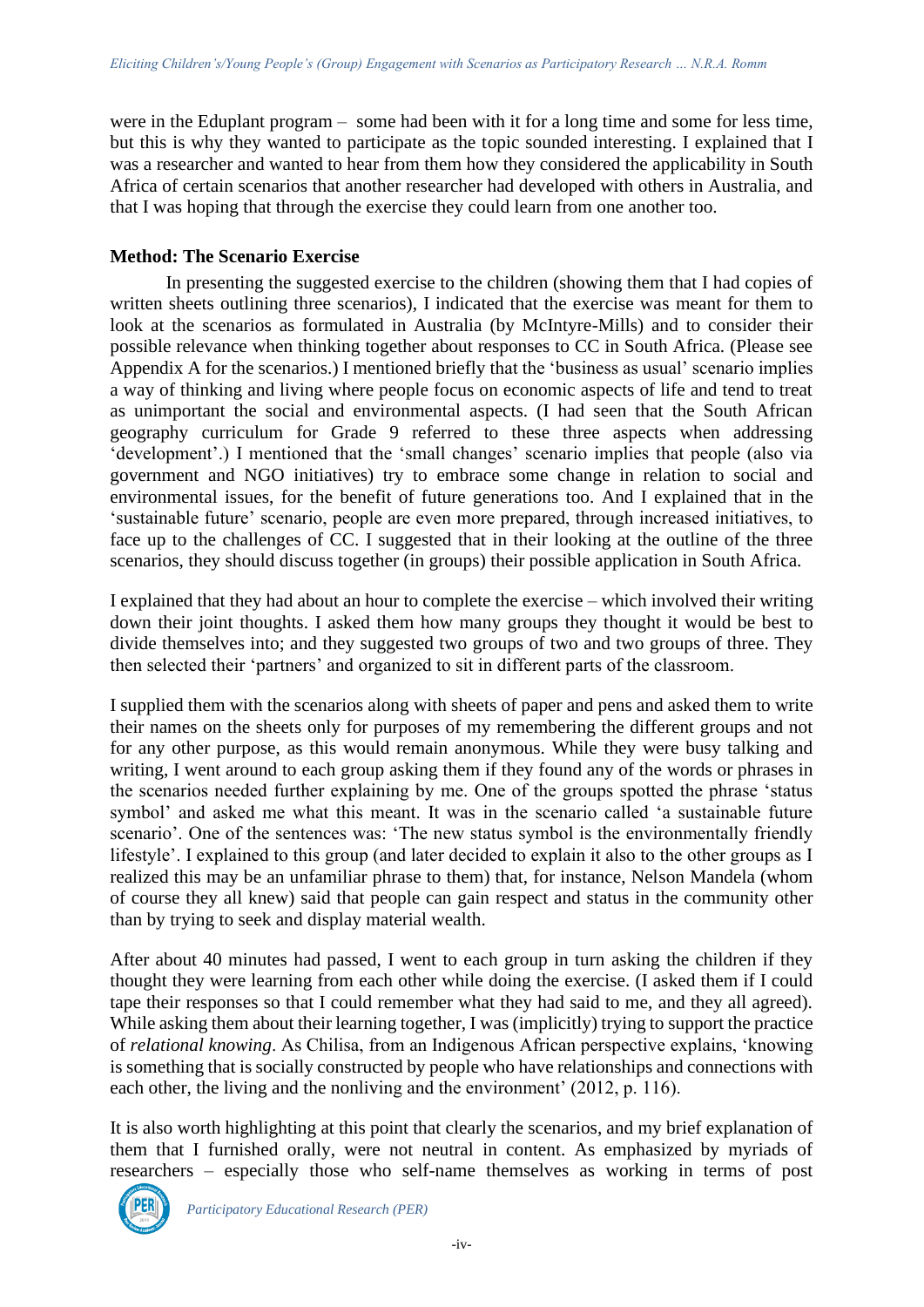were in the Eduplant program – some had been with it for a long time and some for less time, but this is why they wanted to participate as the topic sounded interesting. I explained that I was a researcher and wanted to hear from them how they considered the applicability in South Africa of certain scenarios that another researcher had developed with others in Australia, and that I was hoping that through the exercise they could learn from one another too.

## Method: The Scenario Exercise

In presenting the suggested exercise to the children (showing them that I had copies of written sheets outlining three scenarios), I indicated that the exercise was meant for them to look at the scenarios as formulated in Australia (by McIntyre-Mills) and to consider their possible relevance when thinking together about responses to CC in South Africa. (Please see Appendix A for the scenarios.) I mentioned briefly that the 'business as usual' scenario implies a way of thinking and living where people focus on economic aspects of life and tend to treat as unimportant the social and environmental aspects. (I had seen that the South African geography curriculum for Grade 9 referred to these three aspects when addressing 'development'.) I mentioned that the 'small changes' scenario implies that people (also via government and NGO initiatives) try to embrace some change in relation to social and environmental issues, for the benefit of future generations too. And I explained that in the 'sustainable future' scenario, people are even more prepared, through increased initiatives, to face up to the challenges of CC. I suggested that in their looking at the outline of the three scenarios, they should discuss together (in groups) their possible application in South Africa.

I explained that they had about an hour to complete the exercise – which involved their writing down their joint thoughts. I asked them how many groups they thought it would be best to divide themselves into; and they suggested two groups of two and two groups of three. They then selected their 'partners' and organized to sit in different parts of the classroom.

I supplied them with the scenarios along with sheets of paper and pens and asked them to write their names on the sheets only for purposes of my remembering the different groups and not for any other purpose, as this would remain anonymous. While they were busy talking and writing, I went around to each group asking them if they found any of the words or phrases in the scenarios needed further explaining by me. One of the groups spotted the phrase 'status symbol' and asked me what this meant. It was in the scenario called 'a sustainable future scenario'. One of the sentences was: 'The new status symbol is the environmentally friendly lifestyle'. I explained to this group (and later decided to explain it also to the other groups as I realized this may be an unfamiliar phrase to them) that, for instance, Nelson Mandela (whom of course they all knew) said that people can gain respect and status in the community other than by trying to seek and display material wealth.

After about 40 minutes had passed, I went to each group in turn asking the children if they thought they were learning from each other while doing the exercise. (I asked them if I could tape their responses so that I could remember what they had said to me, and they all agreed). While asking them about their learning together, I was (implicitly) trying to support the practice of *relational knowing*. As Chilisa, from an Indigenous African perspective explains, 'knowing is something that is socially constructed by people who have relationships and connections with each other, the living and the nonliving and the environment' (2012, p. 116).

It is also worth highlighting at this point that clearly the scenarios, and my brief explanation of them that I furnished orally, were not neutral in content. As emphasized by myriads of researchers – especially those who self-name themselves as working in terms of post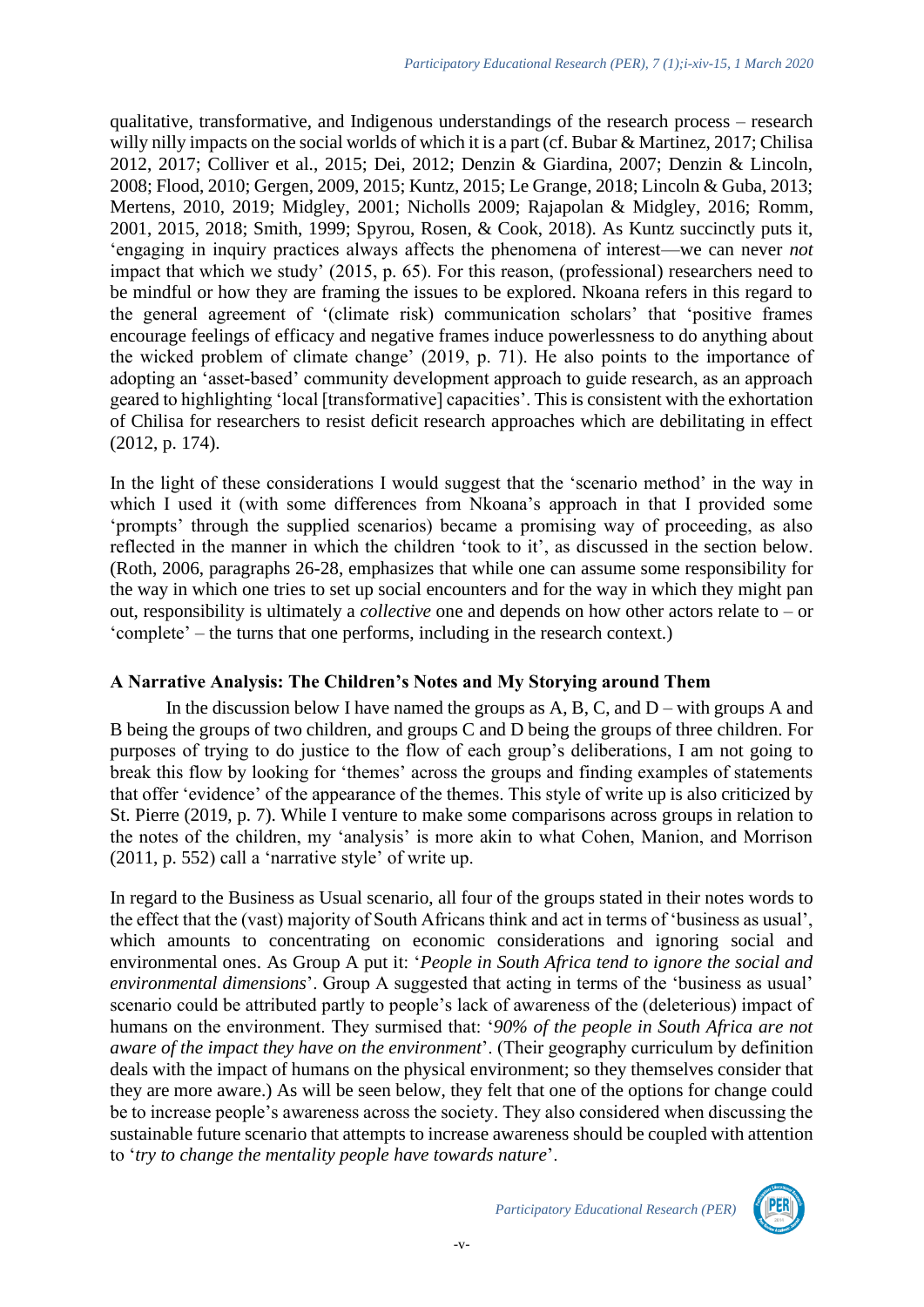qualitative, transformative, and Indigenous understandings of the research process – research willy nilly impacts on the social worlds of which it is a part (cf. Bubar & Martinez, 2017; Chilisa 2012, 2017; Colliver et al., 2015; Dei, 2012; Denzin & Giardina, 2007; Denzin & Lincoln, 2008; Flood, 2010; Gergen, 2009, 2015; Kuntz, 2015; Le Grange, 2018; Lincoln & Guba, 2013; Mertens, 2010, 2019; Midgley, 2001; Nicholls 2009; Rajapolan & Midgley, 2016; Romm, 2001, 2015, 2018; Smith, 1999; Spyrou, Rosen, & Cook, 2018). As Kuntz succinctly puts it, 'engaging in inquiry practices always affects the phenomena of interest—we can never *not* impact that which we study' (2015, p. 65). For this reason, (professional) researchers need to be mindful or how they are framing the issues to be explored. Nkoana refers in this regard to the general agreement of '(climate risk) communication scholars' that 'positive frames encourage feelings of efficacy and negative frames induce powerlessness to do anything about the wicked problem of climate change' (2019, p. 71). He also points to the importance of adopting an 'asset-based' community development approach to guide research, as an approach geared to highlighting 'local [transformative] capacities'. This is consistent with the exhortation of Chilisa for researchers to resist deficit research approaches which are debilitating in effect (2012, p. 174).

In the light of these considerations I would suggest that the 'scenario method' in the way in which I used it (with some differences from Nkoana's approach in that I provided some 'prompts' through the supplied scenarios) became a promising way of proceeding, as also reflected in the manner in which the children 'took to it', as discussed in the section below. (Roth, 2006, paragraphs 26-28, emphasizes that while one can assume some responsibility for the way in which one tries to set up social encounters and for the way in which they might pan out, responsibility is ultimately a *collective* one and depends on how other actors relate to – or 'complete' – the turns that one performs, including in the research context.)

## A Narrative Analysis: The Children's Notes and My Storying around Them

In the discussion below I have named the groups as A, B, C, and D – with groups A and B being the groups of two children, and groups C and D being the groups of three children. For purposes of trying to do justice to the flow of each group's deliberations, I am not going to break this flow by looking for 'themes' across the groups and finding examples of statements that offer 'evidence' of the appearance of the themes. This style of write up is also criticized by St. Pierre (2019, p. 7). While I venture to make some comparisons across groups in relation to the notes of the children, my 'analysis' is more akin to what Cohen, Manion, and Morrison (2011, p. 552) call a 'narrative style' of write up.

In regard to the Business as Usual scenario, all four of the groups stated in their notes words to the effect that the (vast) majority of South Africans think and act in terms of 'business as usual', which amounts to concentrating on economic considerations and ignoring social and environmental ones. As Group A put it: '*People in South Africa tend to ignore the social and environmental dimensions*'. Group A suggested that acting in terms of the 'business as usual' scenario could be attributed partly to people's lack of awareness of the (deleterious) impact of humans on the environment. They surmised that: '*90% of the people in South Africa are not aware of the impact they have on the environment*'. (Their geography curriculum by definition deals with the impact of humans on the physical environment; so they themselves consider that they are more aware.) As will be seen below, they felt that one of the options for change could be to increase people's awareness across the society. They also considered when discussing the sustainable future scenario that attempts to increase awareness should be coupled with attention to '*try to change the mentality people have towards nature*'.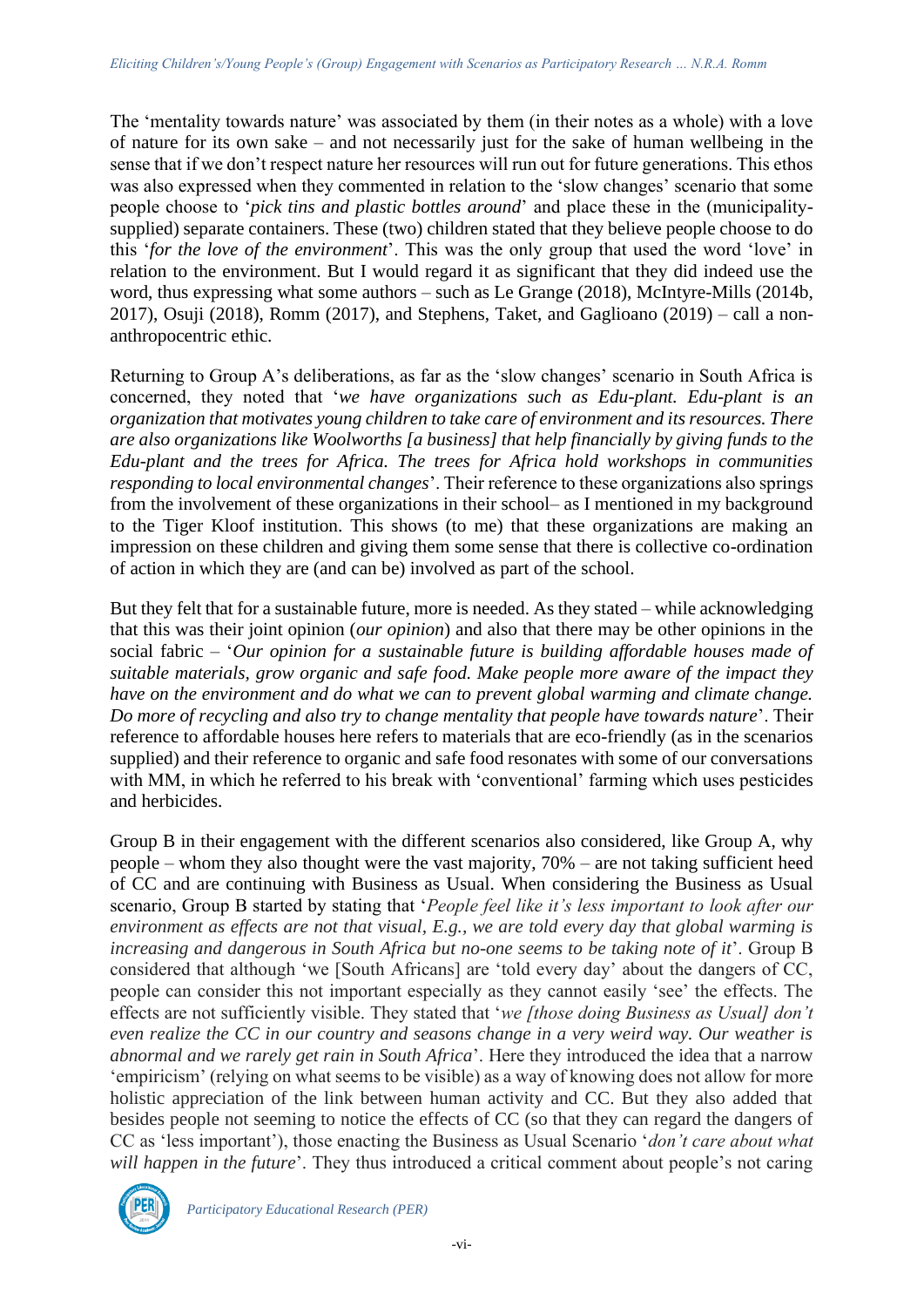The 'mentality towards nature' was associated by them (in their notes as a whole) with a love of nature for its own sake – and not necessarily just for the sake of human wellbeing in the sense that if we don't respect nature her resources will run out for future generations. This ethos was also expressed when they commented in relation to the 'slow changes' scenario that some people choose to '*pick tins and plastic bottles around*' and place these in the (municipality-supplied) separate containers. These (two) children stated that they believe people choose to do this '*for the love of the environment*'. This was the only group that used the word 'love' in relation to the environment. But I would regard it as significant that they did indeed use the word, thus expressing what some authors – such as Le Grange (2018), McIntyre-Mills (2014b, 2017), Osuji (2018), Romm (2017), and Stephens, Taket, and Gaglioano (2019) – call a non-anthropocentric ethic.

Returning to Group A's deliberations, as far as the 'slow changes' scenario in South Africa is concerned, they noted that '*we have organizations such as Edu-plant. Edu-plant is an organization that motivates young children to take care of environment and its resources. There are also organizations like Woolworths [a business] that help financially by giving funds to the Edu-plant and the trees for Africa. The trees for Africa hold workshops in communities responding to local environmental changes*'. Their reference to these organizations also springs from the involvement of these organizations in their school– as I mentioned in my background to the Tiger Kloof institution. This shows (to me) that these organizations are making an impression on these children and giving them some sense that there is collective co-ordination of action in which they are (and can be) involved as part of the school.

But they felt that for a sustainable future, more is needed. As they stated – while acknowledging that this was their joint opinion (*our opinion*) and also that there may be other opinions in the social fabric – '*Our opinion for a sustainable future is building affordable houses made of suitable materials, grow organic and safe food. Make people more aware of the impact they have on the environment and do what we can to prevent global warming and climate change. Do more of recycling and also try to change mentality that people have towards nature*'. Their reference to affordable houses here refers to materials that are eco-friendly (as in the scenarios supplied) and their reference to organic and safe food resonates with some of our conversations with MM, in which he referred to his break with 'conventional' farming which uses pesticides and herbicides.

Group B in their engagement with the different scenarios also considered, like Group A, why people – whom they also thought were the vast majority, 70% – are not taking sufficient heed of CC and are continuing with Business as Usual. When considering the Business as Usual scenario, Group B started by stating that '*People feel like it's less important to look after our environment as effects are not that visual, E.g., we are told every day that global warming is increasing and dangerous in South Africa but no-one seems to be taking note of it*'. Group B considered that although 'we [South Africans] are 'told every day' about the dangers of CC, people can consider this not important especially as they cannot easily 'see' the effects. The effects are not sufficiently visible. They stated that '*we [those doing Business as Usual] don't even realize the CC in our country and seasons change in a very weird way. Our weather is abnormal and we rarely get rain in South Africa*'. Here they introduced the idea that a narrow 'empiricism' (relying on what seems to be visible) as a way of knowing does not allow for more holistic appreciation of the link between human activity and CC. But they also added that besides people not seeming to notice the effects of CC (so that they can regard the dangers of CC as 'less important'), those enacting the Business as Usual Scenario '*don't care about what will happen in the future*'. They thus introduced a critical comment about people's not caring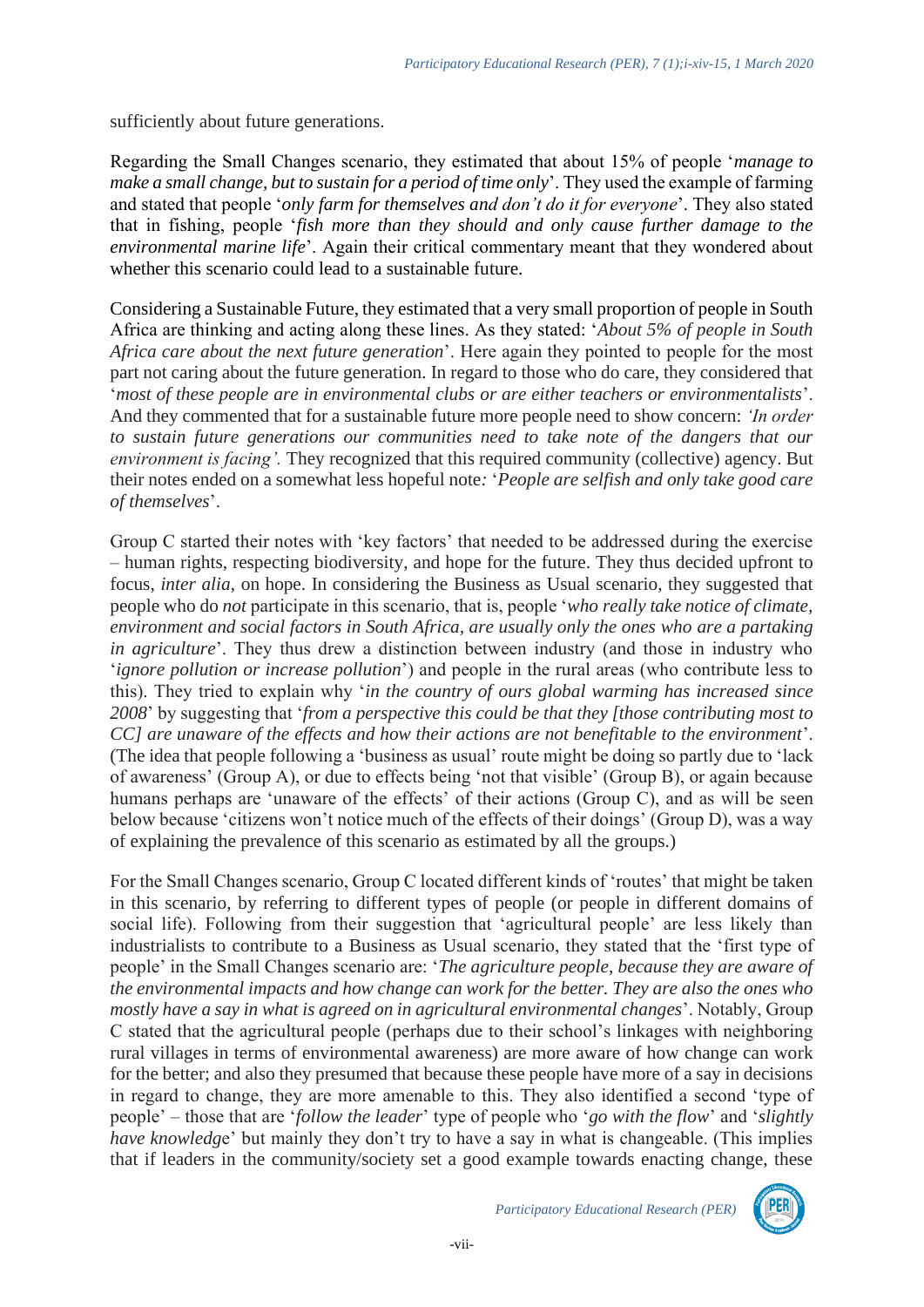sufficiently about future generations.

Regarding the Small Changes scenario, they estimated that about 15% of people '*manage to make a small change, but to sustain for a period of time only*'. They used the example of farming and stated that people '*only farm for themselves and don't do it for everyone*'. They also stated that in fishing, people '*fish more than they should and only cause further damage to the environmental marine life*'. Again their critical commentary meant that they wondered about whether this scenario could lead to a sustainable future.

Considering a Sustainable Future, they estimated that a very small proportion of people in South Africa are thinking and acting along these lines. As they stated: '*About 5% of people in South Africa care about the next future generation*'. Here again they pointed to people for the most part not caring about the future generation. In regard to those who do care, they considered that '*most of these people are in environmental clubs or are either teachers or environmentalists*'. And they commented that for a sustainable future more people need to show concern: *'In order to sustain future generations our communities need to take note of the dangers that our environment is facing'.* They recognized that this required community (collective) agency. But their notes ended on a somewhat less hopeful note*:* '*People are selfish and only take good care of themselves*'.

Group C started their notes with 'key factors' that needed to be addressed during the exercise – human rights, respecting biodiversity, and hope for the future. They thus decided upfront to focus, *inter alia*, on hope. In considering the Business as Usual scenario, they suggested that people who do *not* participate in this scenario, that is, people '*who really take notice of climate, environment and social factors in South Africa, are usually only the ones who are a partaking in agriculture*'. They thus drew a distinction between industry (and those in industry who '*ignore pollution or increase pollution*') and people in the rural areas (who contribute less to this). They tried to explain why '*in the country of ours global warming has increased since 2008*' by suggesting that '*from a perspective this could be that they [those contributing most to CC] are unaware of the effects and how their actions are not benefitable to the environment*'. (The idea that people following a 'business as usual' route might be doing so partly due to 'lack of awareness' (Group A), or due to effects being 'not that visible' (Group B), or again because humans perhaps are 'unaware of the effects' of their actions (Group C), and as will be seen below because 'citizens won't notice much of the effects of their doings' (Group D), was a way of explaining the prevalence of this scenario as estimated by all the groups.)

For the Small Changes scenario, Group C located different kinds of 'routes' that might be taken in this scenario, by referring to different types of people (or people in different domains of social life). Following from their suggestion that 'agricultural people' are less likely than industrialists to contribute to a Business as Usual scenario, they stated that the 'first type of people' in the Small Changes scenario are: '*The agriculture people, because they are aware of the environmental impacts and how change can work for the better. They are also the ones who mostly have a say in what is agreed on in agricultural environmental changes*'. Notably, Group C stated that the agricultural people (perhaps due to their school's linkages with neighboring rural villages in terms of environmental awareness) are more aware of how change can work for the better; and also they presumed that because these people have more of a say in decisions in regard to change, they are more amenable to this. They also identified a second 'type of people' – those that are '*follow the leader*' type of people who '*go with the flow*' and '*slightly have knowledg*e' but mainly they don't try to have a say in what is changeable. (This implies that if leaders in the community/society set a good example towards enacting change, these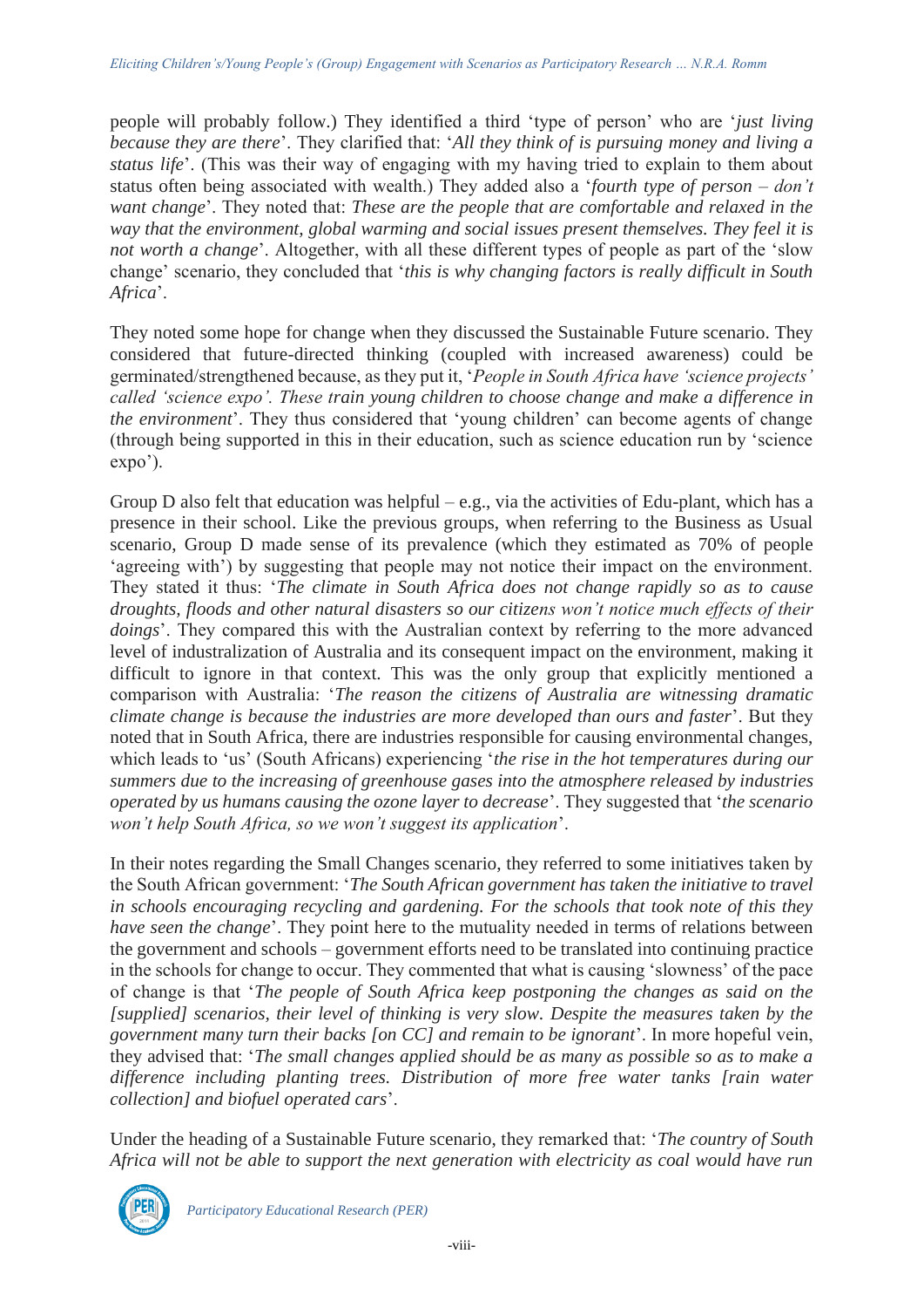people will probably follow.) They identified a third 'type of person' who are '*just living because they are there*'. They clarified that: '*All they think of is pursuing money and living a status life*'. (This was their way of engaging with my having tried to explain to them about status often being associated with wealth.) They added also a '*fourth type of person – don't want change*'. They noted that: *These are the people that are comfortable and relaxed in the way that the environment, global warming and social issues present themselves. They feel it is not worth a change*'. Altogether, with all these different types of people as part of the 'slow change' scenario, they concluded that '*this is why changing factors is really difficult in South Africa*'.

They noted some hope for change when they discussed the Sustainable Future scenario. They considered that future-directed thinking (coupled with increased awareness) could be germinated/strengthened because, as they put it, '*People in South Africa have 'science projects' called 'science expo'. These train young children to choose change and make a difference in the environment*'. They thus considered that 'young children' can become agents of change (through being supported in this in their education, such as science education run by 'science expo').

Group D also felt that education was helpful – e.g., via the activities of Edu-plant, which has a presence in their school. Like the previous groups, when referring to the Business as Usual scenario, Group D made sense of its prevalence (which they estimated as 70% of people 'agreeing with') by suggesting that people may not notice their impact on the environment. They stated it thus: '*The climate in South Africa does not change rapidly so as to cause droughts, floods and other natural disasters so our citizens won't notice much effects of their doings*'. They compared this with the Australian context by referring to the more advanced level of industralization of Australia and its consequent impact on the environment, making it difficult to ignore in that context. This was the only group that explicitly mentioned a comparison with Australia: '*The reason the citizens of Australia are witnessing dramatic climate change is because the industries are more developed than ours and faster*'. But they noted that in South Africa, there are industries responsible for causing environmental changes, which leads to 'us' (South Africans) experiencing '*the rise in the hot temperatures during our summers due to the increasing of greenhouse gases into the atmosphere released by industries operated by us humans causing the ozone layer to decrease*'. They suggested that '*the scenario won't help South Africa, so we won't suggest its application*'.

In their notes regarding the Small Changes scenario, they referred to some initiatives taken by the South African government: '*The South African government has taken the initiative to travel in schools encouraging recycling and gardening. For the schools that took note of this they have seen the change*'. They point here to the mutuality needed in terms of relations between the government and schools – government efforts need to be translated into continuing practice in the schools for change to occur. They commented that what is causing 'slowness' of the pace of change is that '*The people of South Africa keep postponing the changes as said on the [supplied] scenarios, their level of thinking is very slow. Despite the measures taken by the government many turn their backs [on CC] and remain to be ignorant*'. In more hopeful vein, they advised that: '*The small changes applied should be as many as possible so as to make a difference including planting trees. Distribution of more free water tanks [rain water collection] and biofuel operated cars*'.

Under the heading of a Sustainable Future scenario, they remarked that: '*The country of South Africa will not be able to support the next generation with electricity as coal would have run*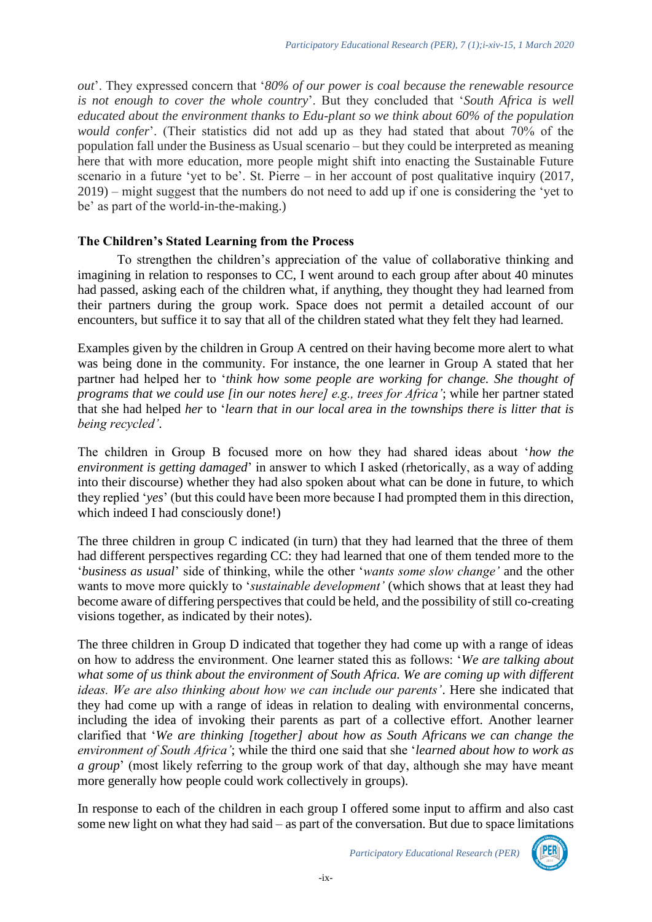*out*'. They expressed concern that '*80% of our power is coal because the renewable resource is not enough to cover the whole country*'. But they concluded that '*South Africa is well educated about the environment thanks to Edu-plant so we think about 60% of the population would confer*'. (Their statistics did not add up as they had stated that about 70% of the population fall under the Business as Usual scenario – but they could be interpreted as meaning here that with more education, more people might shift into enacting the Sustainable Future scenario in a future 'yet to be'. St. Pierre – in her account of post qualitative inquiry (2017, 2019) – might suggest that the numbers do not need to add up if one is considering the 'yet to be' as part of the world-in-the-making.)

**The Children's Stated Learning from the Process**

To strengthen the children's appreciation of the value of collaborative thinking and imagining in relation to responses to CC, I went around to each group after about 40 minutes had passed, asking each of the children what, if anything, they thought they had learned from their partners during the group work. Space does not permit a detailed account of our encounters, but suffice it to say that all of the children stated what they felt they had learned.

Examples given by the children in Group A centred on their having become more alert to what was being done in the community. For instance, the one learner in Group A stated that her partner had helped her to '*think how some people are working for change. She thought of programs that we could use [in our notes here] e.g., trees for Africa'*; while her partner stated that she had helped *her* to '*learn that in our local area in the townships there is litter that is being recycled'*.

The children in Group B focused more on how they had shared ideas about '*how the environment is getting damaged*' in answer to which I asked (rhetorically, as a way of adding into their discourse) whether they had also spoken about what can be done in future, to which they replied '*yes*' (but this could have been more because I had prompted them in this direction, which indeed I had consciously done!)

The three children in group C indicated (in turn) that they had learned that the three of them had different perspectives regarding CC: they had learned that one of them tended more to the '*business as usual*' side of thinking, while the other '*wants some slow change'* and the other wants to move more quickly to '*sustainable development'* (which shows that at least they had become aware of differing perspectives that could be held, and the possibility of still co-creating visions together, as indicated by their notes).

The three children in Group D indicated that together they had come up with a range of ideas on how to address the environment. One learner stated this as follows: '*We are talking about what some of us think about the environment of South Africa. We are coming up with different ideas. We are also thinking about how we can include our parents'*. Here she indicated that they had come up with a range of ideas in relation to dealing with environmental concerns, including the idea of invoking their parents as part of a collective effort. Another learner clarified that '*We are thinking [together] about how as South Africans we can change the environment of South Africa'*; while the third one said that she '*learned about how to work as a group*' (most likely referring to the group work of that day, although she may have meant more generally how people could work collectively in groups).

In response to each of the children in each group I offered some input to affirm and also cast some new light on what they had said – as part of the conversation. But due to space limitations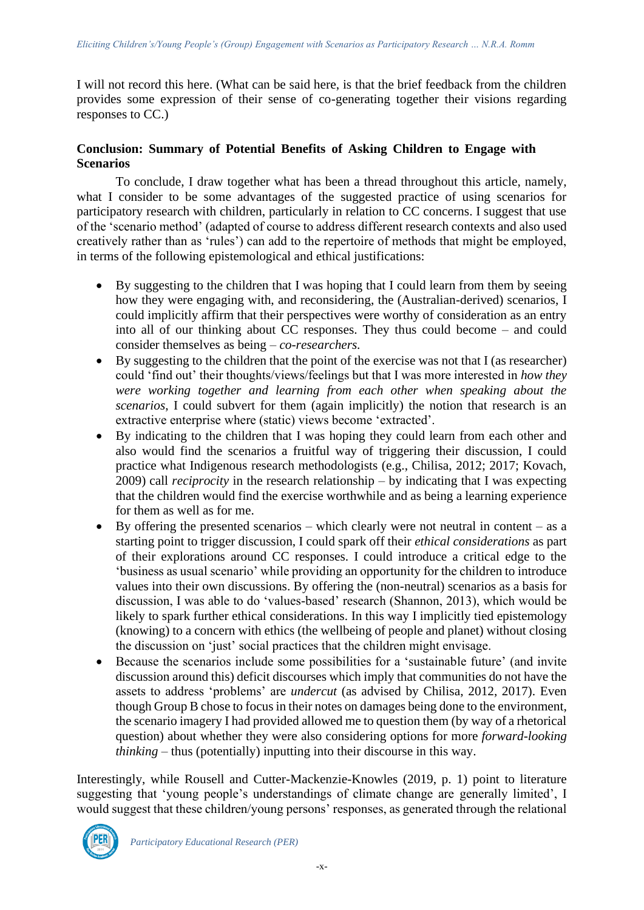I will not record this here. (What can be said here, is that the brief feedback from the children provides some expression of their sense of co-generating together their visions regarding responses to CC.)

## Conclusion: Summary of Potential Benefits of Asking Children to Engage with Scenarios

To conclude, I draw together what has been a thread throughout this article, namely, what I consider to be some advantages of the suggested practice of using scenarios for participatory research with children, particularly in relation to CC concerns. I suggest that use of the 'scenario method' (adapted of course to address different research contexts and also used creatively rather than as 'rules') can add to the repertoire of methods that might be employed, in terms of the following epistemological and ethical justifications:

- By suggesting to the children that I was hoping that I could learn from them by seeing how they were engaging with, and reconsidering, the (Australian-derived) scenarios, I could implicitly affirm that their perspectives were worthy of consideration as an entry into all of our thinking about CC responses. They thus could become – and could consider themselves as being – *co-researchers*.
- By suggesting to the children that the point of the exercise was not that I (as researcher) could 'find out' their thoughts/views/feelings but that I was more interested in *how they were working together and learning from each other when speaking about the scenarios*, I could subvert for them (again implicitly) the notion that research is an extractive enterprise where (static) views become 'extracted'.
- By indicating to the children that I was hoping they could learn from each other and also would find the scenarios a fruitful way of triggering their discussion, I could practice what Indigenous research methodologists (e.g., Chilisa, 2012; 2017; Kovach, 2009) call *reciprocity* in the research relationship – by indicating that I was expecting that the children would find the exercise worthwhile and as being a learning experience for them as well as for me.
- By offering the presented scenarios – which clearly were not neutral in content – as a starting point to trigger discussion, I could spark off their *ethical considerations* as part of their explorations around CC responses. I could introduce a critical edge to the 'business as usual scenario' while providing an opportunity for the children to introduce values into their own discussions. By offering the (non-neutral) scenarios as a basis for discussion, I was able to do 'values-based' research (Shannon, 2013), which would be likely to spark further ethical considerations. In this way I implicitly tied epistemology (knowing) to a concern with ethics (the wellbeing of people and planet) without closing the discussion on 'just' social practices that the children might envisage.
- Because the scenarios include some possibilities for a 'sustainable future' (and invite discussion around this) deficit discourses which imply that communities do not have the assets to address 'problems' are *undercut* (as advised by Chilisa, 2012, 2017). Even though Group B chose to focus in their notes on damages being done to the environment, the scenario imagery I had provided allowed me to question them (by way of a rhetorical question) about whether they were also considering options for more *forward-looking thinking* – thus (potentially) inputting into their discourse in this way.

Interestingly, while Rousell and Cutter-Mackenzie-Knowles (2019, p. 1) point to literature suggesting that 'young people's understandings of climate change are generally limited', I would suggest that these children/young persons' responses, as generated through the relational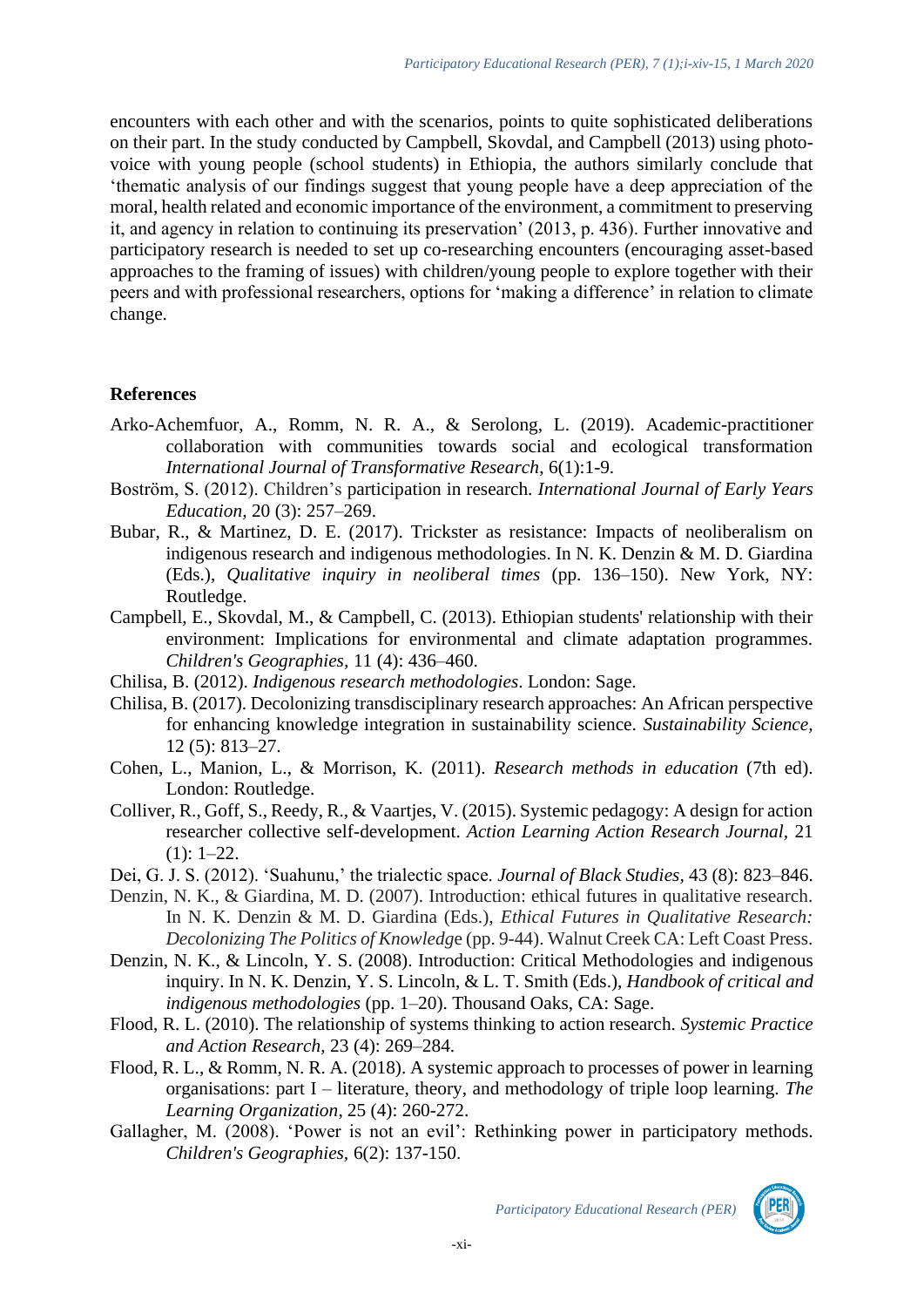encounters with each other and with the scenarios, points to quite sophisticated deliberations on their part. In the study conducted by Campbell, Skovdal, and Campbell (2013) using photo-voice with young people (school students) in Ethiopia, the authors similarly conclude that 'thematic analysis of our findings suggest that young people have a deep appreciation of the moral, health related and economic importance of the environment, a commitment to preserving it, and agency in relation to continuing its preservation' (2013, p. 436). Further innovative and participatory research is needed to set up co-researching encounters (encouraging asset-based approaches to the framing of issues) with children/young people to explore together with their peers and with professional researchers, options for 'making a difference' in relation to climate change.

## References

Arko-Achemfuor, A., Romm, N. R. A., & Serolong, L. (2019). Academic-practitioner collaboration with communities towards social and ecological transformation *International Journal of Transformative Research*, 6(1):1-9.

Boström, S. (2012). Children's participation in research. *International Journal of Early Years Education*, 20 (3): 257–269.

Bubar, R., & Martinez, D. E. (2017). Trickster as resistance: Impacts of neoliberalism on indigenous research and indigenous methodologies. In N. K. Denzin & M. D. Giardina (Eds.), *Qualitative inquiry in neoliberal times* (pp. 136–150). New York, NY: Routledge.

Campbell, E., Skovdal, M., & Campbell, C. (2013). Ethiopian students' relationship with their environment: Implications for environmental and climate adaptation programmes. *Children's Geographies*, 11 (4): 436–460.

Chilisa, B. (2012). *Indigenous research methodologies*. London: Sage.

Chilisa, B. (2017). Decolonizing transdisciplinary research approaches: An African perspective for enhancing knowledge integration in sustainability science. *Sustainability Science*, 12 (5): 813–27.

Cohen, L., Manion, L., & Morrison, K. (2011). *Research methods in education* (7th ed). London: Routledge.

Colliver, R., Goff, S., Reedy, R., & Vaartjes, V. (2015). Systemic pedagogy: A design for action researcher collective self-development. *Action Learning Action Research Journal*, 21 (1): 1–22.

Dei, G. J. S. (2012). 'Suahunu,' the trialectic space. *Journal of Black Studies*, 43 (8): 823–846.

Denzin, N. K., & Giardina, M. D. (2007). Introduction: ethical futures in qualitative research. In N. K. Denzin & M. D. Giardina (Eds.), *Ethical Futures in Qualitative Research: Decolonizing The Politics of Knowledge* (pp. 9-44). Walnut Creek CA: Left Coast Press.

Denzin, N. K., & Lincoln, Y. S. (2008). Introduction: Critical Methodologies and indigenous inquiry. In N. K. Denzin, Y. S. Lincoln, & L. T. Smith (Eds.), *Handbook of critical and indigenous methodologies* (pp. 1–20). Thousand Oaks, CA: Sage.

Flood, R. L. (2010). The relationship of systems thinking to action research. *Systemic Practice and Action Research*, 23 (4): 269–284.

Flood, R. L., & Romm, N. R. A. (2018). A systemic approach to processes of power in learning organisations: part I – literature, theory, and methodology of triple loop learning. *The Learning Organization*, 25 (4): 260-272.

Gallagher, M. (2008). 'Power is not an evil': Rethinking power in participatory methods. *Children's Geographies*, 6(2): 137-150.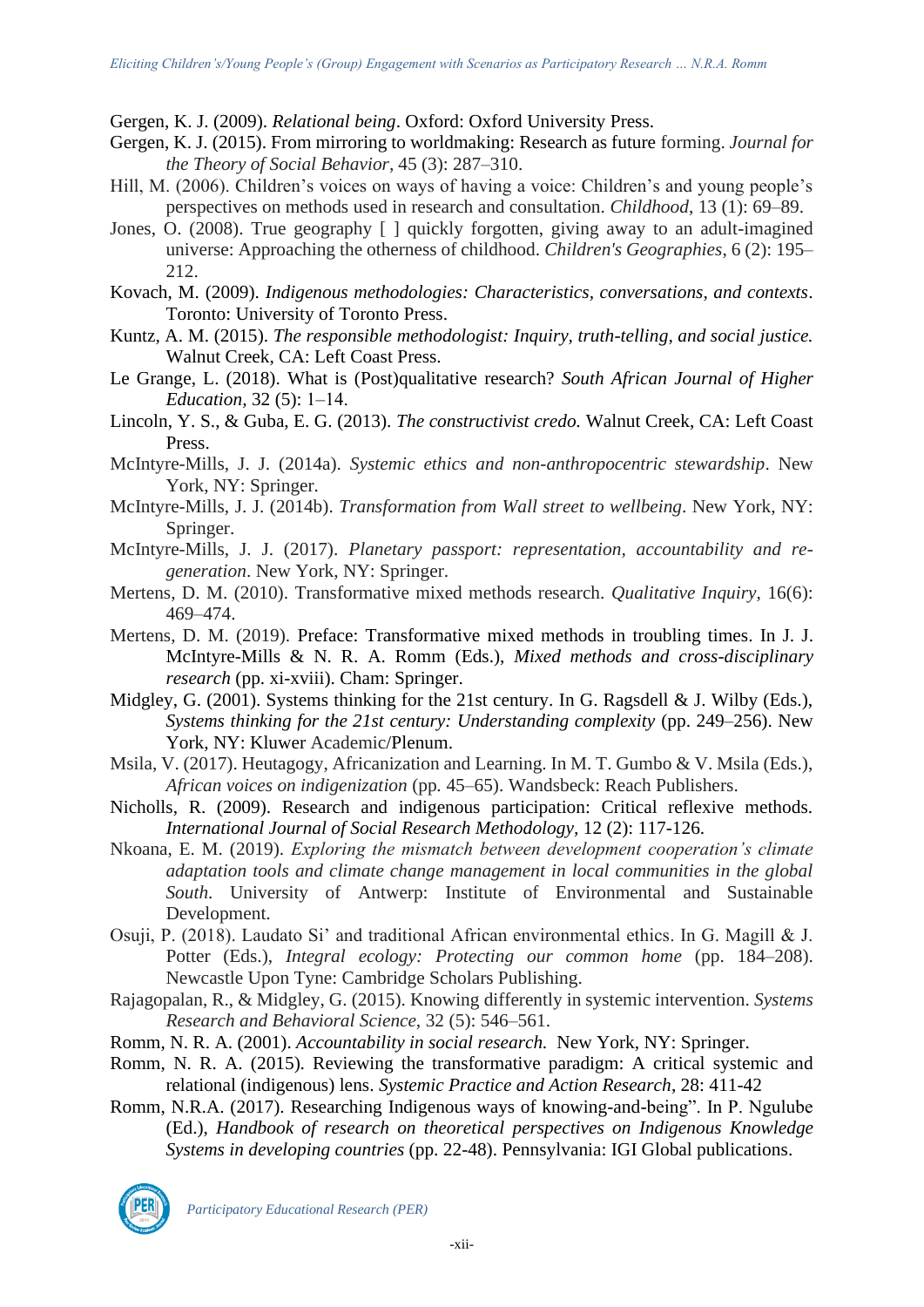Gergen, K. J. (2009). *Relational being*. Oxford: Oxford University Press.

Gergen, K. J. (2015). From mirroring to worldmaking: Research as future forming. *Journal for the Theory of Social Behavior*, 45 (3): 287–310.

Hill, M. (2006). Children's voices on ways of having a voice: Children's and young people's perspectives on methods used in research and consultation. *Childhood*, 13 (1): 69–89.

Jones, O. (2008). True geography [ ] quickly forgotten, giving away to an adult-imagined universe: Approaching the otherness of childhood. *Children's Geographies*, 6 (2): 195–212.

Kovach, M. (2009). *Indigenous methodologies: Characteristics, conversations, and contexts*. Toronto: University of Toronto Press.

Kuntz, A. M. (2015). *The responsible methodologist: Inquiry, truth-telling, and social justice.* Walnut Creek, CA: Left Coast Press.

Le Grange, L. (2018). What is (Post)qualitative research? *South African Journal of Higher Education*, 32 (5): 1–14.

Lincoln, Y. S., & Guba, E. G. (2013). *The constructivist credo.* Walnut Creek, CA: Left Coast Press.

McIntyre-Mills, J. J. (2014a). *Systemic ethics and non-anthropocentric stewardship*. New York, NY: Springer.

McIntyre-Mills, J. J. (2014b). *Transformation from Wall street to wellbeing*. New York, NY: Springer.

McIntyre-Mills, J. J. (2017). *Planetary passport: representation, accountability and re-generation*. New York, NY: Springer.

Mertens, D. M. (2010). Transformative mixed methods research. *Qualitative Inquiry*, 16(6): 469–474.

Mertens, D. M. (2019). Preface: Transformative mixed methods in troubling times. In J. J. McIntyre-Mills & N. R. A. Romm (Eds.), *Mixed methods and cross-disciplinary research* (pp. xi-xviii). Cham: Springer.

Midgley, G. (2001). Systems thinking for the 21st century. In G. Ragsdell & J. Wilby (Eds.), *Systems thinking for the 21st century: Understanding complexity* (pp. 249–256). New York, NY: Kluwer Academic/Plenum.

Msila, V. (2017). Heutagogy, Africanization and Learning. In M. T. Gumbo & V. Msila (Eds.), *African voices on indigenization* (pp. 45–65). Wandsbeck: Reach Publishers.

Nicholls, R. (2009). Research and indigenous participation: Critical reflexive methods. *International Journal of Social Research Methodology*, 12 (2): 117-126.

Nkoana, E. M. (2019). *Exploring the mismatch between development cooperation's climate adaptation tools and climate change management in local communities in the global South*. University of Antwerp: Institute of Environmental and Sustainable Development.

Osuji, P. (2018). Laudato Si' and traditional African environmental ethics. In G. Magill & J. Potter (Eds.), *Integral ecology: Protecting our common home* (pp. 184–208). Newcastle Upon Tyne: Cambridge Scholars Publishing.

Rajagopalan, R., & Midgley, G. (2015). Knowing differently in systemic intervention. *Systems Research and Behavioral Science*, 32 (5): 546–561.

Romm, N. R. A. (2001). *Accountability in social research.* New York, NY: Springer.

Romm, N. R. A. (2015). Reviewing the transformative paradigm: A critical systemic and relational (indigenous) lens. *Systemic Practice and Action Research*, 28: 411-42

Romm, N.R.A. (2017). Researching Indigenous ways of knowing-and-being". In P. Ngulube (Ed.), *Handbook of research on theoretical perspectives on Indigenous Knowledge Systems in developing countries* (pp. 22-48). Pennsylvania: IGI Global publications.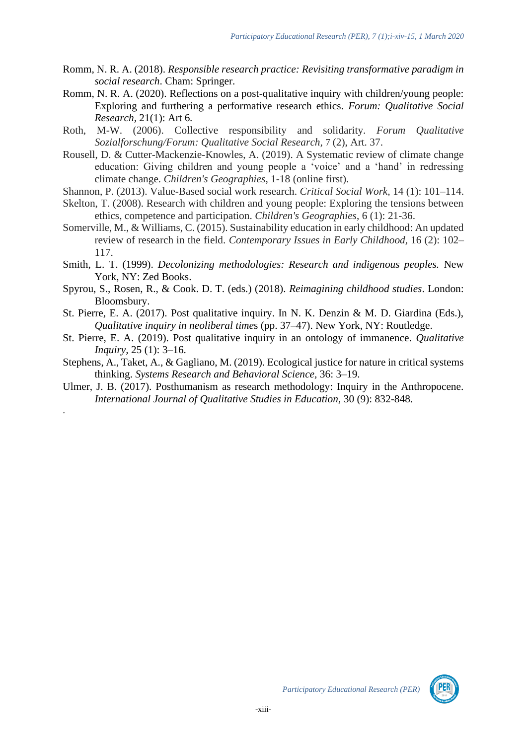Romm, N. R. A. (2018). *Responsible research practice: Revisiting transformative paradigm in social research*. Cham: Springer.

Romm, N. R. A. (2020). Reflections on a post-qualitative inquiry with children/young people: Exploring and furthering a performative research ethics. *Forum: Qualitative Social Research*, 21(1): Art 6*.*

Roth, M-W. (2006). Collective responsibility and solidarity. *Forum Qualitative Sozialforschung/Forum: Qualitative Social Research*, 7 (2), Art. 37.

Rousell, D. & Cutter-Mackenzie-Knowles, A. (2019). A Systematic review of climate change education: Giving children and young people a 'voice' and a 'hand' in redressing climate change. *Children's Geographies*, 1-18 (online first).

Shannon, P. (2013). Value-Based social work research. *Critical Social Work*, 14 (1): 101–114.

Skelton, T. (2008). Research with children and young people: Exploring the tensions between ethics, competence and participation. *Children's Geographies*, 6 (1): 21-36.

Somerville, M., & Williams, C. (2015). Sustainability education in early childhood: An updated review of research in the field. *Contemporary Issues in Early Childhood,* 16 (2): 102–117.

Smith, L. T. (1999). *Decolonizing methodologies: Research and indigenous peoples.* New York, NY: Zed Books.

Spyrou, S., Rosen, R., & Cook. D. T. (eds.) (2018). *Reimagining childhood studies*. London: Bloomsbury.

St. Pierre, E. A. (2017). Post qualitative inquiry. In N. K. Denzin & M. D. Giardina (Eds.), *Qualitative inquiry in neoliberal time*s (pp. 37–47). New York, NY: Routledge.

St. Pierre, E. A. (2019). Post qualitative inquiry in an ontology of immanence. *Qualitative Inquiry,* 25 (1): 3–16.

Stephens, A., Taket, A., & Gagliano, M. (2019). Ecological justice for nature in critical systems thinking. *Systems Research and Behavioral Science*, 36: 3–19.

Ulmer, J. B. (2017). Posthumanism as research methodology: Inquiry in the Anthropocene. *International Journal of Qualitative Studies in Education,* 30 (9): 832-848.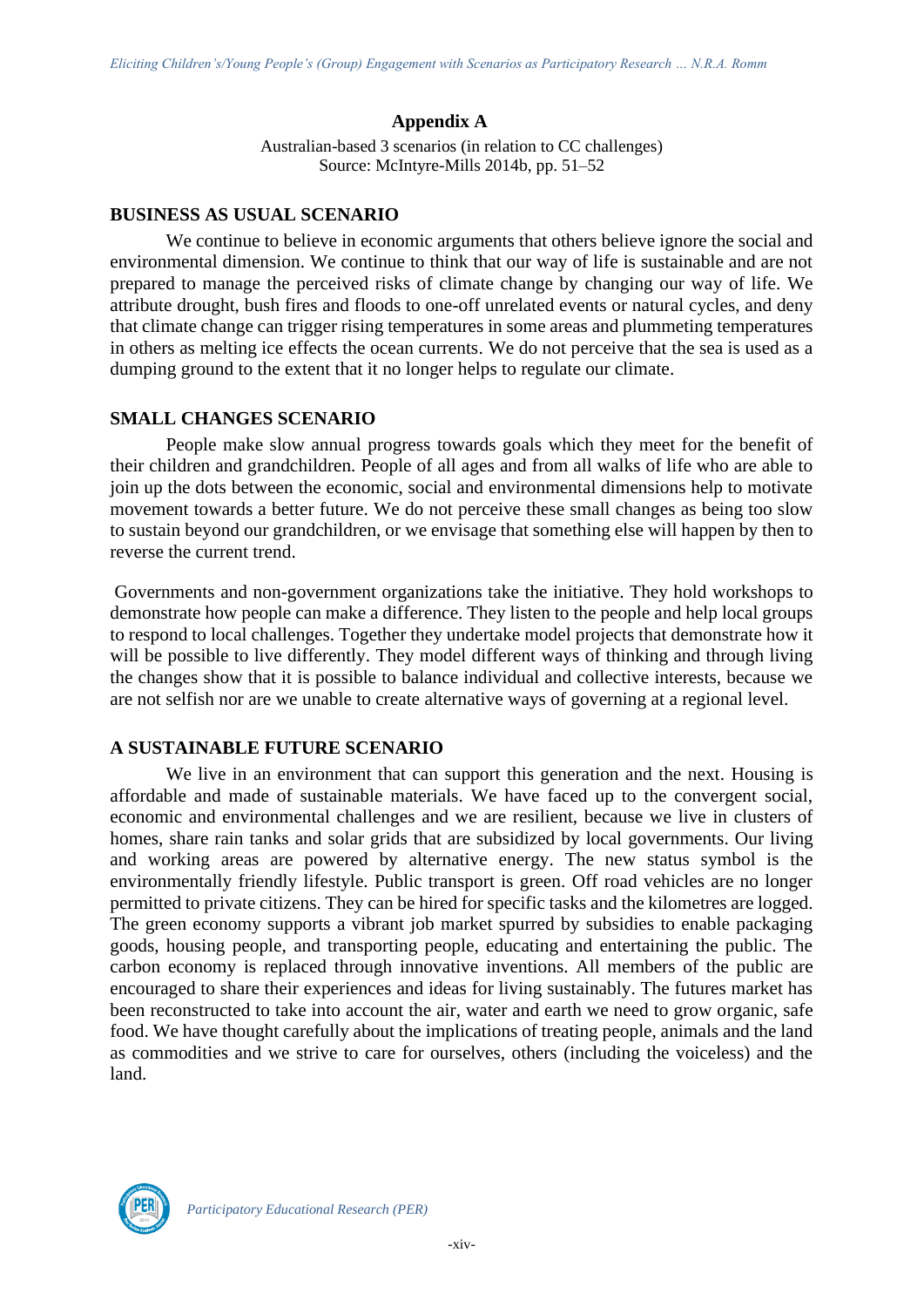## Appendix A

Australian-based 3 scenarios (in relation to CC challenges)
Source: McIntyre-Mills 2014b, pp. 51–52

### BUSINESS AS USUAL SCENARIO

We continue to believe in economic arguments that others believe ignore the social and environmental dimension. We continue to think that our way of life is sustainable and are not prepared to manage the perceived risks of climate change by changing our way of life. We attribute drought, bush fires and floods to one-off unrelated events or natural cycles, and deny that climate change can trigger rising temperatures in some areas and plummeting temperatures in others as melting ice effects the ocean currents. We do not perceive that the sea is used as a dumping ground to the extent that it no longer helps to regulate our climate.

### SMALL CHANGES SCENARIO

People make slow annual progress towards goals which they meet for the benefit of their children and grandchildren. People of all ages and from all walks of life who are able to join up the dots between the economic, social and environmental dimensions help to motivate movement towards a better future. We do not perceive these small changes as being too slow to sustain beyond our grandchildren, or we envisage that something else will happen by then to reverse the current trend.

Governments and non-government organizations take the initiative. They hold workshops to demonstrate how people can make a difference. They listen to the people and help local groups to respond to local challenges. Together they undertake model projects that demonstrate how it will be possible to live differently. They model different ways of thinking and through living the changes show that it is possible to balance individual and collective interests, because we are not selfish nor are we unable to create alternative ways of governing at a regional level.

### A SUSTAINABLE FUTURE SCENARIO

We live in an environment that can support this generation and the next. Housing is affordable and made of sustainable materials. We have faced up to the convergent social, economic and environmental challenges and we are resilient, because we live in clusters of homes, share rain tanks and solar grids that are subsidized by local governments. Our living and working areas are powered by alternative energy. The new status symbol is the environmentally friendly lifestyle. Public transport is green. Off road vehicles are no longer permitted to private citizens. They can be hired for specific tasks and the kilometres are logged. The green economy supports a vibrant job market spurred by subsidies to enable packaging goods, housing people, and transporting people, educating and entertaining the public. The carbon economy is replaced through innovative inventions. All members of the public are encouraged to share their experiences and ideas for living sustainably. The futures market has been reconstructed to take into account the air, water and earth we need to grow organic, safe food. We have thought carefully about the implications of treating people, animals and the land as commodities and we strive to care for ourselves, others (including the voiceless) and the land.